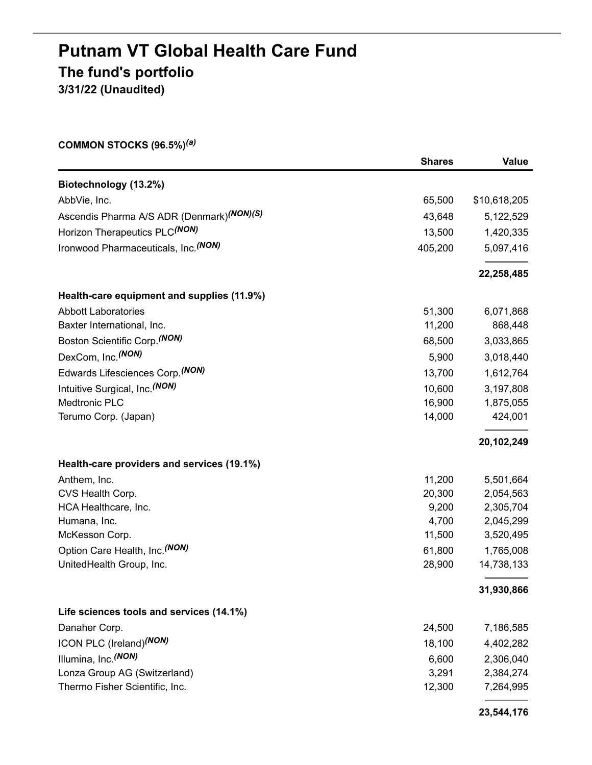# Putnam VT Global Health Care Fund

## The fund's portfolio

**3/31/22 (Unaudited)**

**COMMON STOCKS (96.5%)**[(a)]

| | Shares | Value |
|---|---|---|
| **Biotechnology (13.2%)** | | |
| AbbVie, Inc. | 65,500 | $10,618,205 |
| Ascendis Pharma A/S ADR (Denmark)[(NON)(S)] | 43,648 | 5,122,529 |
| Horizon Therapeutics PLC[(NON)] | 13,500 | 1,420,335 |
| Ironwood Pharmaceuticals, Inc.[(NON)] | 405,200 | 5,097,416 |
| | | **22,258,485** |
| **Health-care equipment and supplies (11.9%)** | | |
| Abbott Laboratories | 51,300 | 6,071,868 |
| Baxter International, Inc. | 11,200 | 868,448 |
| Boston Scientific Corp.[(NON)] | 68,500 | 3,033,865 |
| DexCom, Inc.[(NON)] | 5,900 | 3,018,440 |
| Edwards Lifesciences Corp.[(NON)] | 13,700 | 1,612,764 |
| Intuitive Surgical, Inc.[(NON)] | 10,600 | 3,197,808 |
| Medtronic PLC | 16,900 | 1,875,055 |
| Terumo Corp. (Japan) | 14,000 | 424,001 |
| | | **20,102,249** |
| **Health-care providers and services (19.1%)** | | |
| Anthem, Inc. | 11,200 | 5,501,664 |
| CVS Health Corp. | 20,300 | 2,054,563 |
| HCA Healthcare, Inc. | 9,200 | 2,305,704 |
| Humana, Inc. | 4,700 | 2,045,299 |
| McKesson Corp. | 11,500 | 3,520,495 |
| Option Care Health, Inc.[(NON)] | 61,800 | 1,765,008 |
| UnitedHealth Group, Inc. | 28,900 | 14,738,133 |
| | | **31,930,866** |
| **Life sciences tools and services (14.1%)** | | |
| Danaher Corp. | 24,500 | 7,186,585 |
| ICON PLC (Ireland)[(NON)] | 18,100 | 4,402,282 |
| Illumina, Inc.[(NON)] | 6,600 | 2,306,040 |
| Lonza Group AG (Switzerland) | 3,291 | 2,384,274 |
| Thermo Fisher Scientific, Inc. | 12,300 | 7,264,995 |
| | | **23,544,176** |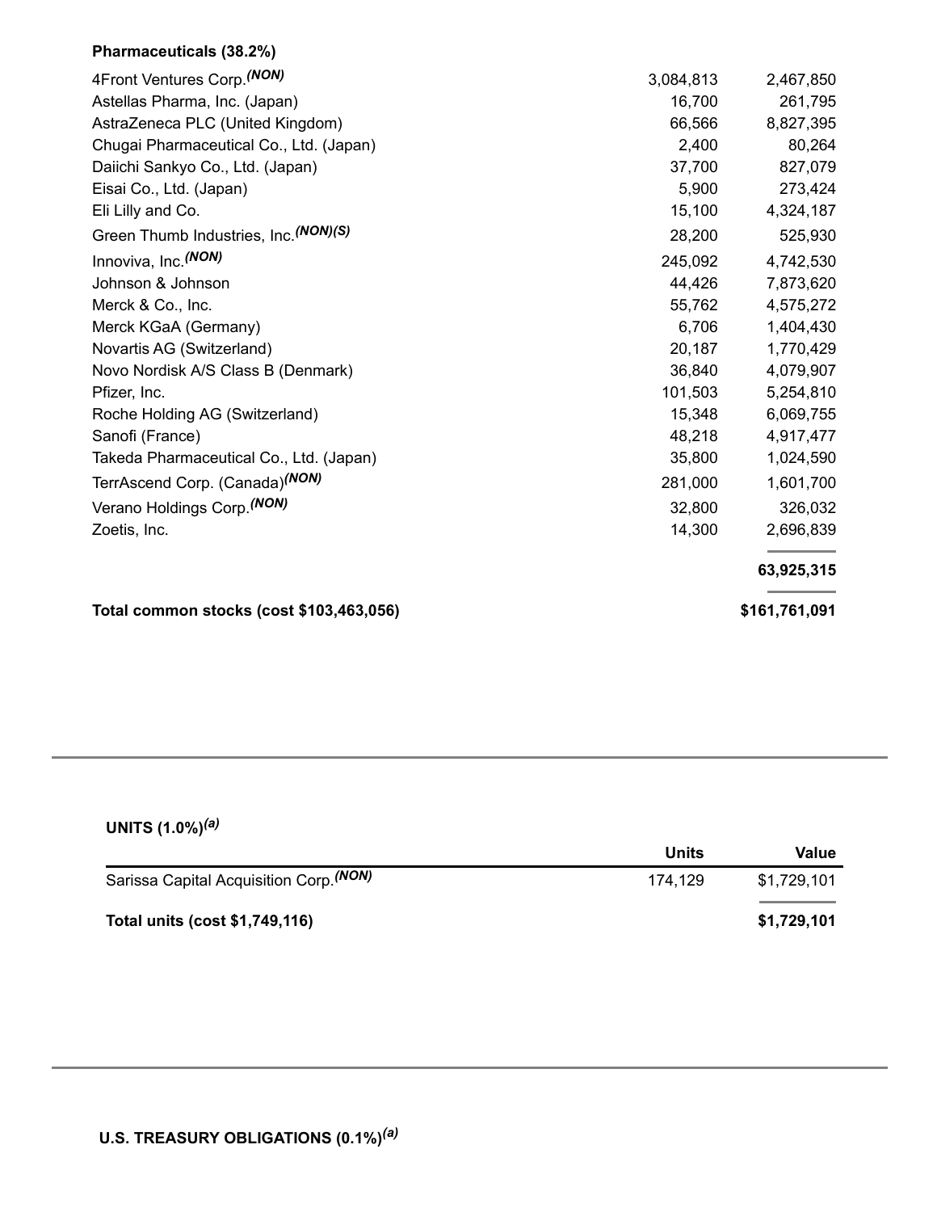**Pharmaceuticals (38.2%)**

| | | |
|---|---|---|
| 4Front Ventures Corp.(NON) | 3,084,813 | 2,467,850 |
| Astellas Pharma, Inc. (Japan) | 16,700 | 261,795 |
| AstraZeneca PLC (United Kingdom) | 66,566 | 8,827,395 |
| Chugai Pharmaceutical Co., Ltd. (Japan) | 2,400 | 80,264 |
| Daiichi Sankyo Co., Ltd. (Japan) | 37,700 | 827,079 |
| Eisai Co., Ltd. (Japan) | 5,900 | 273,424 |
| Eli Lilly and Co. | 15,100 | 4,324,187 |
| Green Thumb Industries, Inc.(NON)(S) | 28,200 | 525,930 |
| Innoviva, Inc.(NON) | 245,092 | 4,742,530 |
| Johnson & Johnson | 44,426 | 7,873,620 |
| Merck & Co., Inc. | 55,762 | 4,575,272 |
| Merck KGaA (Germany) | 6,706 | 1,404,430 |
| Novartis AG (Switzerland) | 20,187 | 1,770,429 |
| Novo Nordisk A/S Class B (Denmark) | 36,840 | 4,079,907 |
| Pfizer, Inc. | 101,503 | 5,254,810 |
| Roche Holding AG (Switzerland) | 15,348 | 6,069,755 |
| Sanofi (France) | 48,218 | 4,917,477 |
| Takeda Pharmaceutical Co., Ltd. (Japan) | 35,800 | 1,024,590 |
| TerrAscend Corp. (Canada)(NON) | 281,000 | 1,601,700 |
| Verano Holdings Corp.(NON) | 32,800 | 326,032 |
| Zoetis, Inc. | 14,300 | 2,696,839 |
| | | **63,925,315** |
| **Total common stocks (cost $103,463,056)** | | **$161,761,091** |

**UNITS (1.0%)[a]**

| | Units | Value |
|---|---|---|
| Sarissa Capital Acquisition Corp.(NON) | 174,129 | $1,729,101 |
| **Total units (cost $1,749,116)** | | **$1,729,101** |

**U.S. TREASURY OBLIGATIONS (0.1%)[a]**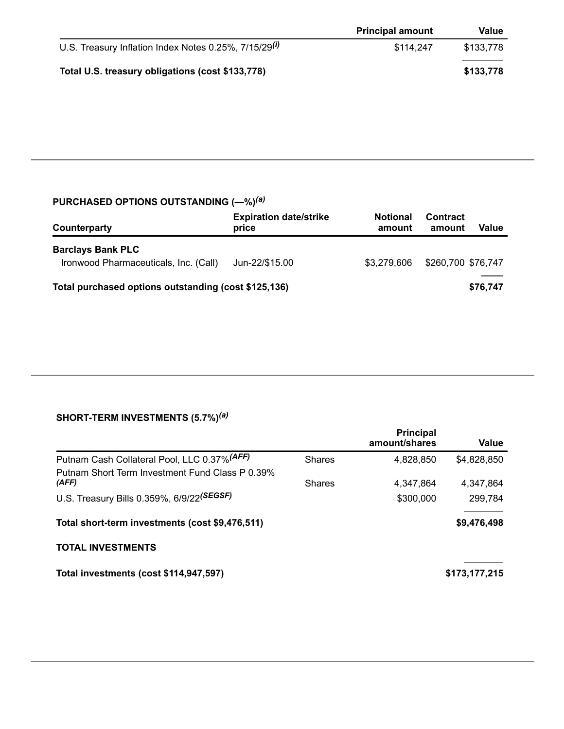| | Principal amount | Value |
|---|---|---|
| U.S. Treasury Inflation Index Notes 0.25%, 7/15/29[(i)] | $114,247 | $133,778 |
| **Total U.S. treasury obligations (cost $133,778)** | | **$133,778** |

### PURCHASED OPTIONS OUTSTANDING (—%)[(a)]

| Counterparty | Expiration date/strike price | Notional amount | Contract amount | Value |
|---|---|---|---|---|
| **Barclays Bank PLC** | | | | |
| Ironwood Pharmaceuticals, Inc. (Call) | Jun-22/$15.00 | $3,279,606 | $260,700 | $76,747 |
| **Total purchased options outstanding (cost $125,136)** | | | | **$76,747** |

### SHORT-TERM INVESTMENTS (5.7%)[(a)]

| | | Principal amount/shares | Value |
|---|---|---|---|
| Putnam Cash Collateral Pool, LLC 0.37%[(AFF)] | Shares | 4,828,850 | $4,828,850 |
| Putnam Short Term Investment Fund Class P 0.39% [(AFF)] | Shares | 4,347,864 | 4,347,864 |
| U.S. Treasury Bills 0.359%, 6/9/22[(SEGSF)] | | $300,000 | 299,784 |
| **Total short-term investments (cost $9,476,511)** | | | **$9,476,498** |
| **TOTAL INVESTMENTS** | | | |
| **Total investments (cost $114,947,597)** | | | **$173,177,215** |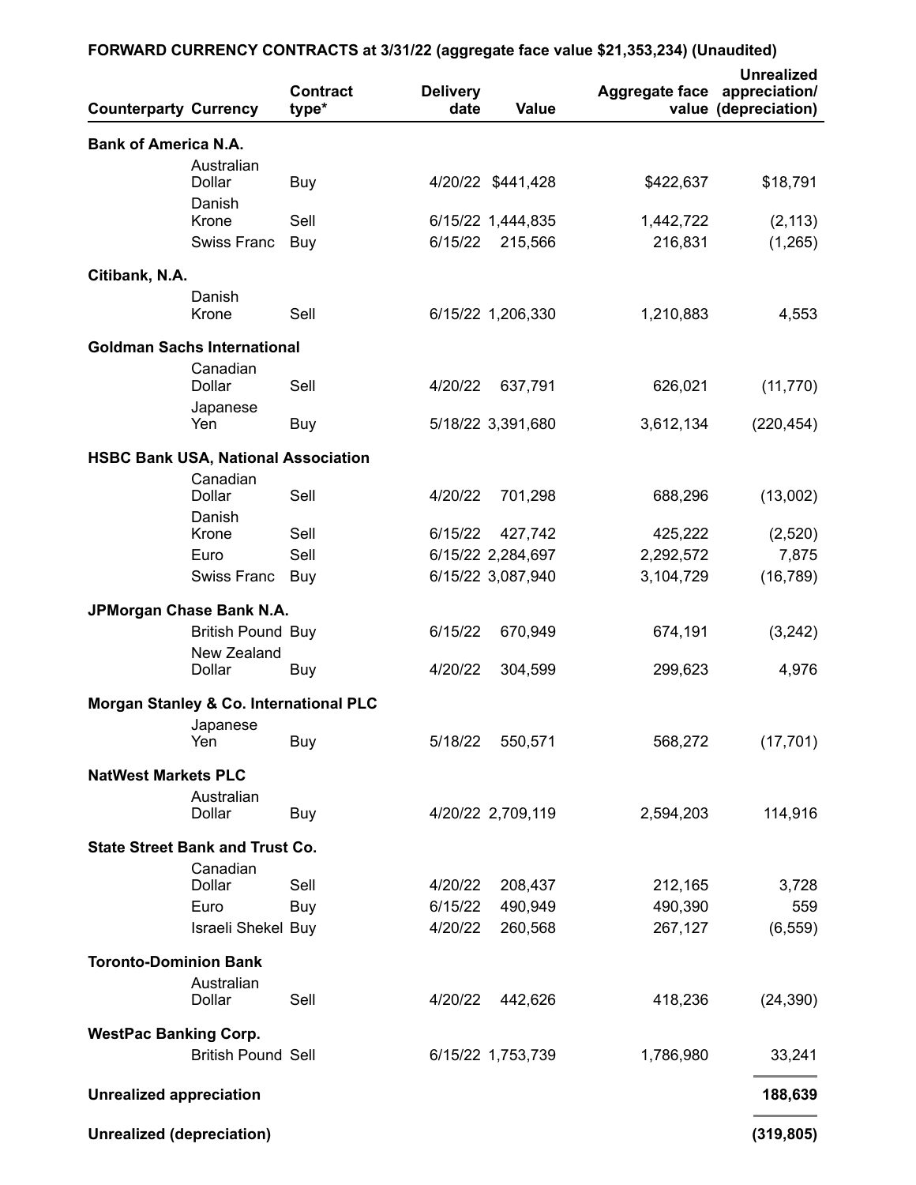**FORWARD CURRENCY CONTRACTS at 3/31/22 (aggregate face value $21,353,234) (Unaudited)**

| Counterparty | Currency | Contract type* | Delivery date | Value | Aggregate face value | Unrealized appreciation/ (depreciation) |
|---|---|---|---|---|---|---|
| **Bank of America N.A.** | | | | | | |
| | Australian Dollar | Buy | 4/20/22 | $441,428 | $422,637 | $18,791 |
| | Danish Krone | Sell | 6/15/22 | 1,444,835 | 1,442,722 | (2,113) |
| | Swiss Franc | Buy | 6/15/22 | 215,566 | 216,831 | (1,265) |
| **Citibank, N.A.** | | | | | | |
| | Danish Krone | Sell | 6/15/22 | 1,206,330 | 1,210,883 | 4,553 |
| **Goldman Sachs International** | | | | | | |
| | Canadian Dollar | Sell | 4/20/22 | 637,791 | 626,021 | (11,770) |
| | Japanese Yen | Buy | 5/18/22 | 3,391,680 | 3,612,134 | (220,454) |
| **HSBC Bank USA, National Association** | | | | | | |
| | Canadian Dollar | Sell | 4/20/22 | 701,298 | 688,296 | (13,002) |
| | Danish Krone | Sell | 6/15/22 | 427,742 | 425,222 | (2,520) |
| | Euro | Sell | 6/15/22 | 2,284,697 | 2,292,572 | 7,875 |
| | Swiss Franc | Buy | 6/15/22 | 3,087,940 | 3,104,729 | (16,789) |
| **JPMorgan Chase Bank N.A.** | | | | | | |
| | British Pound | Buy | 6/15/22 | 670,949 | 674,191 | (3,242) |
| | New Zealand Dollar | Buy | 4/20/22 | 304,599 | 299,623 | 4,976 |
| **Morgan Stanley & Co. International PLC** | | | | | | |
| | Japanese Yen | Buy | 5/18/22 | 550,571 | 568,272 | (17,701) |
| **NatWest Markets PLC** | | | | | | |
| | Australian Dollar | Buy | 4/20/22 | 2,709,119 | 2,594,203 | 114,916 |
| **State Street Bank and Trust Co.** | | | | | | |
| | Canadian Dollar | Sell | 4/20/22 | 208,437 | 212,165 | 3,728 |
| | Euro | Buy | 6/15/22 | 490,949 | 490,390 | 559 |
| | Israeli Shekel | Buy | 4/20/22 | 260,568 | 267,127 | (6,559) |
| **Toronto-Dominion Bank** | | | | | | |
| | Australian Dollar | Sell | 4/20/22 | 442,626 | 418,236 | (24,390) |
| **WestPac Banking Corp.** | | | | | | |
| | British Pound | Sell | 6/15/22 | 1,753,739 | 1,786,980 | 33,241 |
| **Unrealized appreciation** | | | | | | **188,639** |
| **Unrealized (depreciation)** | | | | | | **(319,805)** |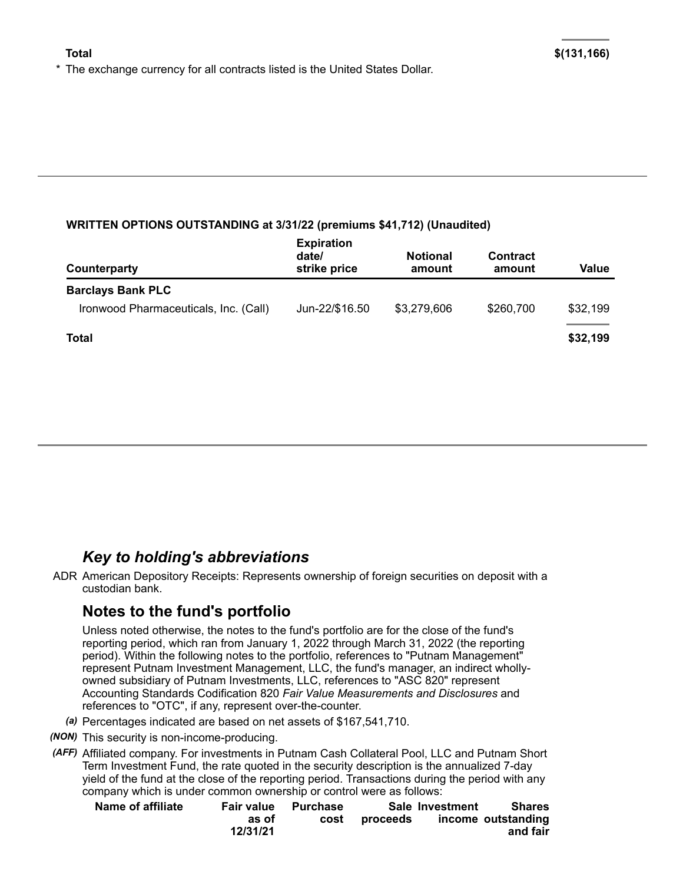| | |
|---|---|
| **Total** | **$(131,166)** |

\* The exchange currency for all contracts listed is the United States Dollar.

**WRITTEN OPTIONS OUTSTANDING at 3/31/22 (premiums $41,712) (Unaudited)**

| Counterparty | Expiration date/ strike price | Notional amount | Contract amount | Value |
|---|---|---|---|---|
| **Barclays Bank PLC** | | | | |
| Ironwood Pharmaceuticals, Inc. (Call) | Jun-22/$16.50 | $3,279,606 | $260,700 | $32,199 |
| **Total** | | | | **$32,199** |

## *Key to holding's abbreviations*

ADR American Depository Receipts: Represents ownership of foreign securities on deposit with a custodian bank.

## Notes to the fund's portfolio

Unless noted otherwise, the notes to the fund's portfolio are for the close of the fund's reporting period, which ran from January 1, 2022 through March 31, 2022 (the reporting period). Within the following notes to the portfolio, references to "Putnam Management" represent Putnam Investment Management, LLC, the fund's manager, an indirect wholly-owned subsidiary of Putnam Investments, LLC, references to "ASC 820" represent Accounting Standards Codification 820 *Fair Value Measurements and Disclosures* and references to "OTC", if any, represent over-the-counter.

*(a)* Percentages indicated are based on net assets of $167,541,710.

*(NON)* This security is non-income-producing.

*(AFF)* Affiliated company. For investments in Putnam Cash Collateral Pool, LLC and Putnam Short Term Investment Fund, the rate quoted in the security description is the annualized 7-day yield of the fund at the close of the reporting period. Transactions during the period with any company which is under common ownership or control were as follows:

| Name of affiliate | Fair value as of 12/31/21 | Purchase cost | Sale proceeds | Investment income | Shares outstanding and fair |
|---|---|---|---|---|---|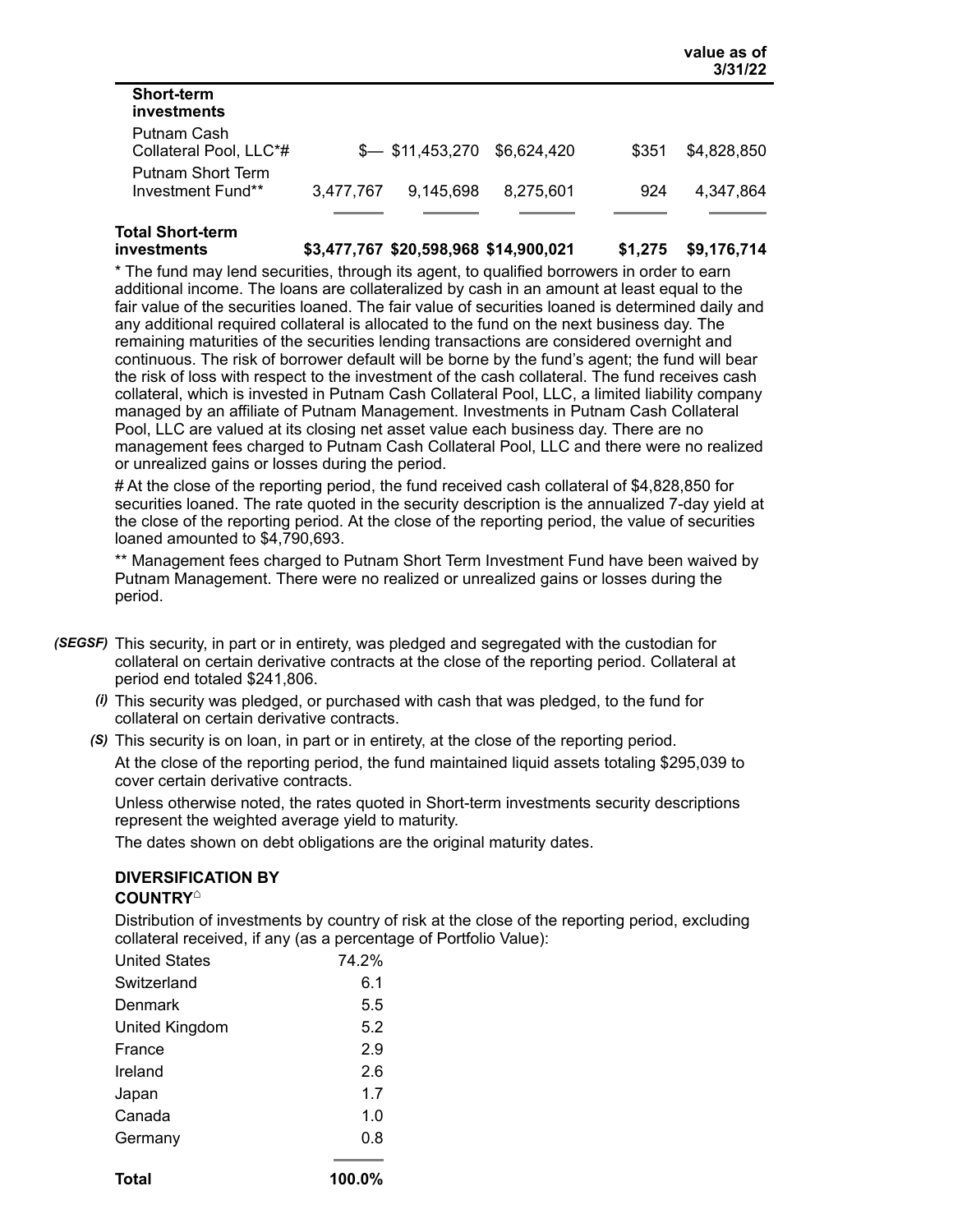| | | | | | value as of 3/31/22 |
|---|---|---|---|---|---|
| **Short-term investments** | | | | | |
| Putnam Cash Collateral Pool, LLC*# | $— | $11,453,270 | $6,624,420 | $351 | $4,828,850 |
| Putnam Short Term Investment Fund** | 3,477,767 | 9,145,698 | 8,275,601 | 924 | 4,347,864 |
| **Total Short-term investments** | **$3,477,767** | **$20,598,968** | **$14,900,021** | **$1,275** | **$9,176,714** |

* The fund may lend securities, through its agent, to qualified borrowers in order to earn additional income. The loans are collateralized by cash in an amount at least equal to the fair value of the securities loaned. The fair value of securities loaned is determined daily and any additional required collateral is allocated to the fund on the next business day. The remaining maturities of the securities lending transactions are considered overnight and continuous. The risk of borrower default will be borne by the fund's agent; the fund will bear the risk of loss with respect to the investment of the cash collateral. The fund receives cash collateral, which is invested in Putnam Cash Collateral Pool, LLC, a limited liability company managed by an affiliate of Putnam Management. Investments in Putnam Cash Collateral Pool, LLC are valued at its closing net asset value each business day. There are no management fees charged to Putnam Cash Collateral Pool, LLC and there were no realized or unrealized gains or losses during the period.

# At the close of the reporting period, the fund received cash collateral of $4,828,850 for securities loaned. The rate quoted in the security description is the annualized 7-day yield at the close of the reporting period. At the close of the reporting period, the value of securities loaned amounted to $4,790,693.

** Management fees charged to Putnam Short Term Investment Fund have been waived by Putnam Management. There were no realized or unrealized gains or losses during the period.

***(SEGSF)*** This security, in part or in entirety, was pledged and segregated with the custodian for collateral on certain derivative contracts at the close of the reporting period. Collateral at period end totaled $241,806.

***(i)*** This security was pledged, or purchased with cash that was pledged, to the fund for collateral on certain derivative contracts.

***(S)*** This security is on loan, in part or in entirety, at the close of the reporting period.

At the close of the reporting period, the fund maintained liquid assets totaling $295,039 to cover certain derivative contracts.

Unless otherwise noted, the rates quoted in Short-term investments security descriptions represent the weighted average yield to maturity.

The dates shown on debt obligations are the original maturity dates.

### DIVERSIFICATION BY COUNTRY⌂

Distribution of investments by country of risk at the close of the reporting period, excluding collateral received, if any (as a percentage of Portfolio Value):

| | |
|---|---|
| United States | 74.2% |
| Switzerland | 6.1 |
| Denmark | 5.5 |
| United Kingdom | 5.2 |
| France | 2.9 |
| Ireland | 2.6 |
| Japan | 1.7 |
| Canada | 1.0 |
| Germany | 0.8 |
| **Total** | **100.0%** |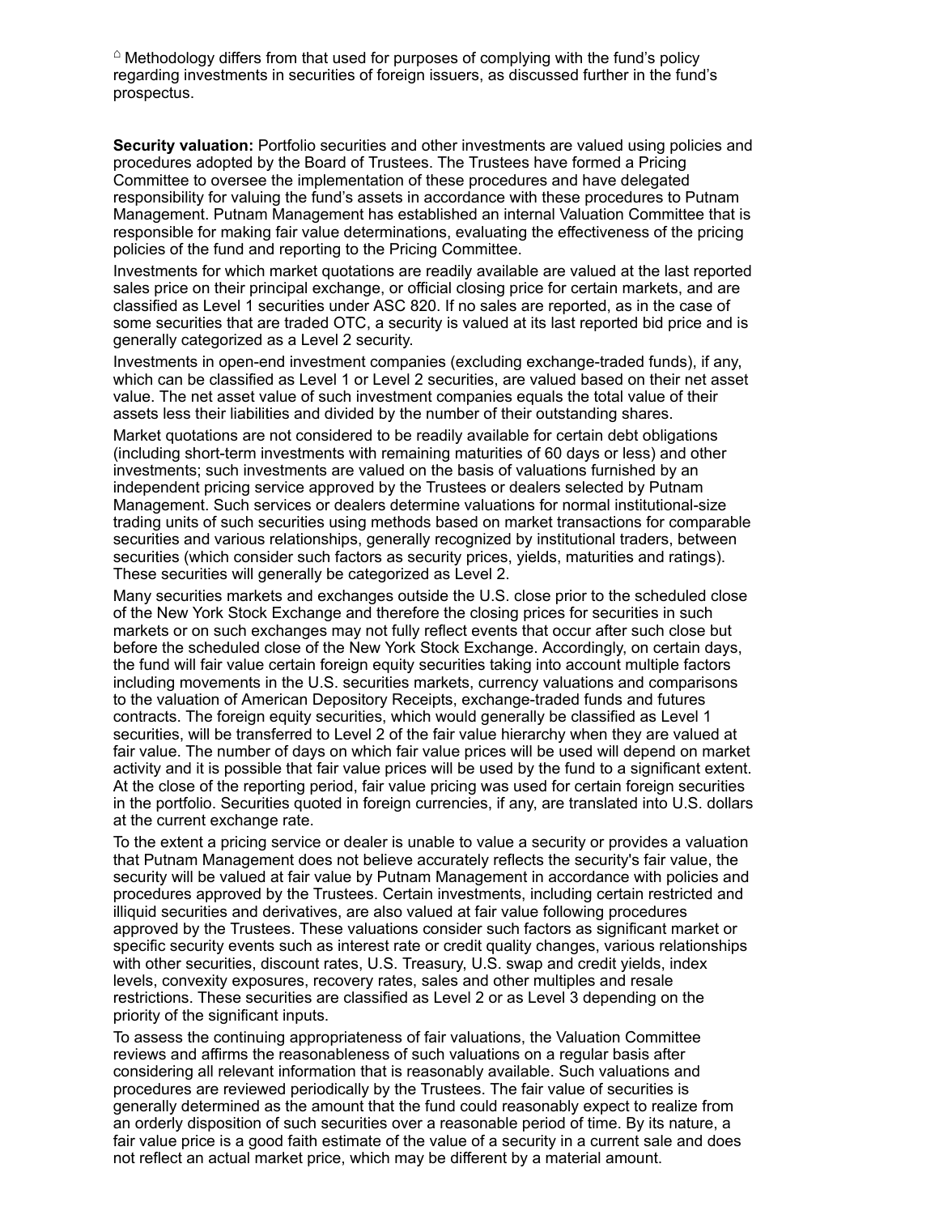⌂ Methodology differs from that used for purposes of complying with the fund's policy regarding investments in securities of foreign issuers, as discussed further in the fund's prospectus.

**Security valuation:** Portfolio securities and other investments are valued using policies and procedures adopted by the Board of Trustees. The Trustees have formed a Pricing Committee to oversee the implementation of these procedures and have delegated responsibility for valuing the fund's assets in accordance with these procedures to Putnam Management. Putnam Management has established an internal Valuation Committee that is responsible for making fair value determinations, evaluating the effectiveness of the pricing policies of the fund and reporting to the Pricing Committee.

Investments for which market quotations are readily available are valued at the last reported sales price on their principal exchange, or official closing price for certain markets, and are classified as Level 1 securities under ASC 820. If no sales are reported, as in the case of some securities that are traded OTC, a security is valued at its last reported bid price and is generally categorized as a Level 2 security.

Investments in open-end investment companies (excluding exchange-traded funds), if any, which can be classified as Level 1 or Level 2 securities, are valued based on their net asset value. The net asset value of such investment companies equals the total value of their assets less their liabilities and divided by the number of their outstanding shares.

Market quotations are not considered to be readily available for certain debt obligations (including short-term investments with remaining maturities of 60 days or less) and other investments; such investments are valued on the basis of valuations furnished by an independent pricing service approved by the Trustees or dealers selected by Putnam Management. Such services or dealers determine valuations for normal institutional-size trading units of such securities using methods based on market transactions for comparable securities and various relationships, generally recognized by institutional traders, between securities (which consider such factors as security prices, yields, maturities and ratings). These securities will generally be categorized as Level 2.

Many securities markets and exchanges outside the U.S. close prior to the scheduled close of the New York Stock Exchange and therefore the closing prices for securities in such markets or on such exchanges may not fully reflect events that occur after such close but before the scheduled close of the New York Stock Exchange. Accordingly, on certain days, the fund will fair value certain foreign equity securities taking into account multiple factors including movements in the U.S. securities markets, currency valuations and comparisons to the valuation of American Depository Receipts, exchange-traded funds and futures contracts. The foreign equity securities, which would generally be classified as Level 1 securities, will be transferred to Level 2 of the fair value hierarchy when they are valued at fair value. The number of days on which fair value prices will be used will depend on market activity and it is possible that fair value prices will be used by the fund to a significant extent. At the close of the reporting period, fair value pricing was used for certain foreign securities in the portfolio. Securities quoted in foreign currencies, if any, are translated into U.S. dollars at the current exchange rate.

To the extent a pricing service or dealer is unable to value a security or provides a valuation that Putnam Management does not believe accurately reflects the security's fair value, the security will be valued at fair value by Putnam Management in accordance with policies and procedures approved by the Trustees. Certain investments, including certain restricted and illiquid securities and derivatives, are also valued at fair value following procedures approved by the Trustees. These valuations consider such factors as significant market or specific security events such as interest rate or credit quality changes, various relationships with other securities, discount rates, U.S. Treasury, U.S. swap and credit yields, index levels, convexity exposures, recovery rates, sales and other multiples and resale restrictions. These securities are classified as Level 2 or as Level 3 depending on the priority of the significant inputs.

To assess the continuing appropriateness of fair valuations, the Valuation Committee reviews and affirms the reasonableness of such valuations on a regular basis after considering all relevant information that is reasonably available. Such valuations and procedures are reviewed periodically by the Trustees. The fair value of securities is generally determined as the amount that the fund could reasonably expect to realize from an orderly disposition of such securities over a reasonable period of time. By its nature, a fair value price is a good faith estimate of the value of a security in a current sale and does not reflect an actual market price, which may be different by a material amount.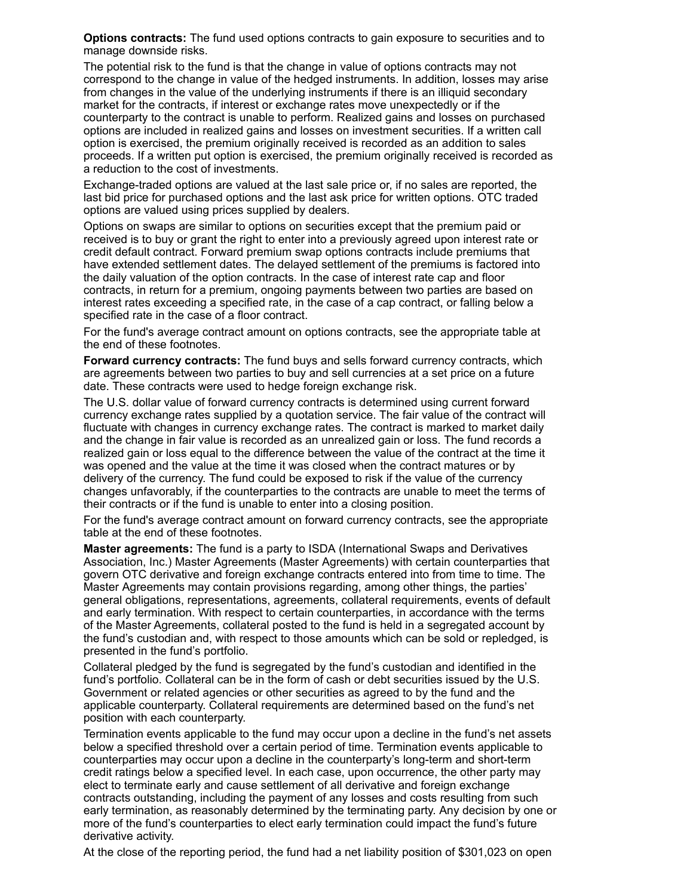**Options contracts:** The fund used options contracts to gain exposure to securities and to manage downside risks.

The potential risk to the fund is that the change in value of options contracts may not correspond to the change in value of the hedged instruments. In addition, losses may arise from changes in the value of the underlying instruments if there is an illiquid secondary market for the contracts, if interest or exchange rates move unexpectedly or if the counterparty to the contract is unable to perform. Realized gains and losses on purchased options are included in realized gains and losses on investment securities. If a written call option is exercised, the premium originally received is recorded as an addition to sales proceeds. If a written put option is exercised, the premium originally received is recorded as a reduction to the cost of investments.

Exchange-traded options are valued at the last sale price or, if no sales are reported, the last bid price for purchased options and the last ask price for written options. OTC traded options are valued using prices supplied by dealers.

Options on swaps are similar to options on securities except that the premium paid or received is to buy or grant the right to enter into a previously agreed upon interest rate or credit default contract. Forward premium swap options contracts include premiums that have extended settlement dates. The delayed settlement of the premiums is factored into the daily valuation of the option contracts. In the case of interest rate cap and floor contracts, in return for a premium, ongoing payments between two parties are based on interest rates exceeding a specified rate, in the case of a cap contract, or falling below a specified rate in the case of a floor contract.

For the fund's average contract amount on options contracts, see the appropriate table at the end of these footnotes.

**Forward currency contracts:** The fund buys and sells forward currency contracts, which are agreements between two parties to buy and sell currencies at a set price on a future date. These contracts were used to hedge foreign exchange risk.

The U.S. dollar value of forward currency contracts is determined using current forward currency exchange rates supplied by a quotation service. The fair value of the contract will fluctuate with changes in currency exchange rates. The contract is marked to market daily and the change in fair value is recorded as an unrealized gain or loss. The fund records a realized gain or loss equal to the difference between the value of the contract at the time it was opened and the value at the time it was closed when the contract matures or by delivery of the currency. The fund could be exposed to risk if the value of the currency changes unfavorably, if the counterparties to the contracts are unable to meet the terms of their contracts or if the fund is unable to enter into a closing position.

For the fund's average contract amount on forward currency contracts, see the appropriate table at the end of these footnotes.

**Master agreements:** The fund is a party to ISDA (International Swaps and Derivatives Association, Inc.) Master Agreements (Master Agreements) with certain counterparties that govern OTC derivative and foreign exchange contracts entered into from time to time. The Master Agreements may contain provisions regarding, among other things, the parties' general obligations, representations, agreements, collateral requirements, events of default and early termination. With respect to certain counterparties, in accordance with the terms of the Master Agreements, collateral posted to the fund is held in a segregated account by the fund's custodian and, with respect to those amounts which can be sold or repledged, is presented in the fund's portfolio.

Collateral pledged by the fund is segregated by the fund's custodian and identified in the fund's portfolio. Collateral can be in the form of cash or debt securities issued by the U.S. Government or related agencies or other securities as agreed to by the fund and the applicable counterparty. Collateral requirements are determined based on the fund's net position with each counterparty.

Termination events applicable to the fund may occur upon a decline in the fund's net assets below a specified threshold over a certain period of time. Termination events applicable to counterparties may occur upon a decline in the counterparty's long-term and short-term credit ratings below a specified level. In each case, upon occurrence, the other party may elect to terminate early and cause settlement of all derivative and foreign exchange contracts outstanding, including the payment of any losses and costs resulting from such early termination, as reasonably determined by the terminating party. Any decision by one or more of the fund's counterparties to elect early termination could impact the fund's future derivative activity.

At the close of the reporting period, the fund had a net liability position of $301,023 on open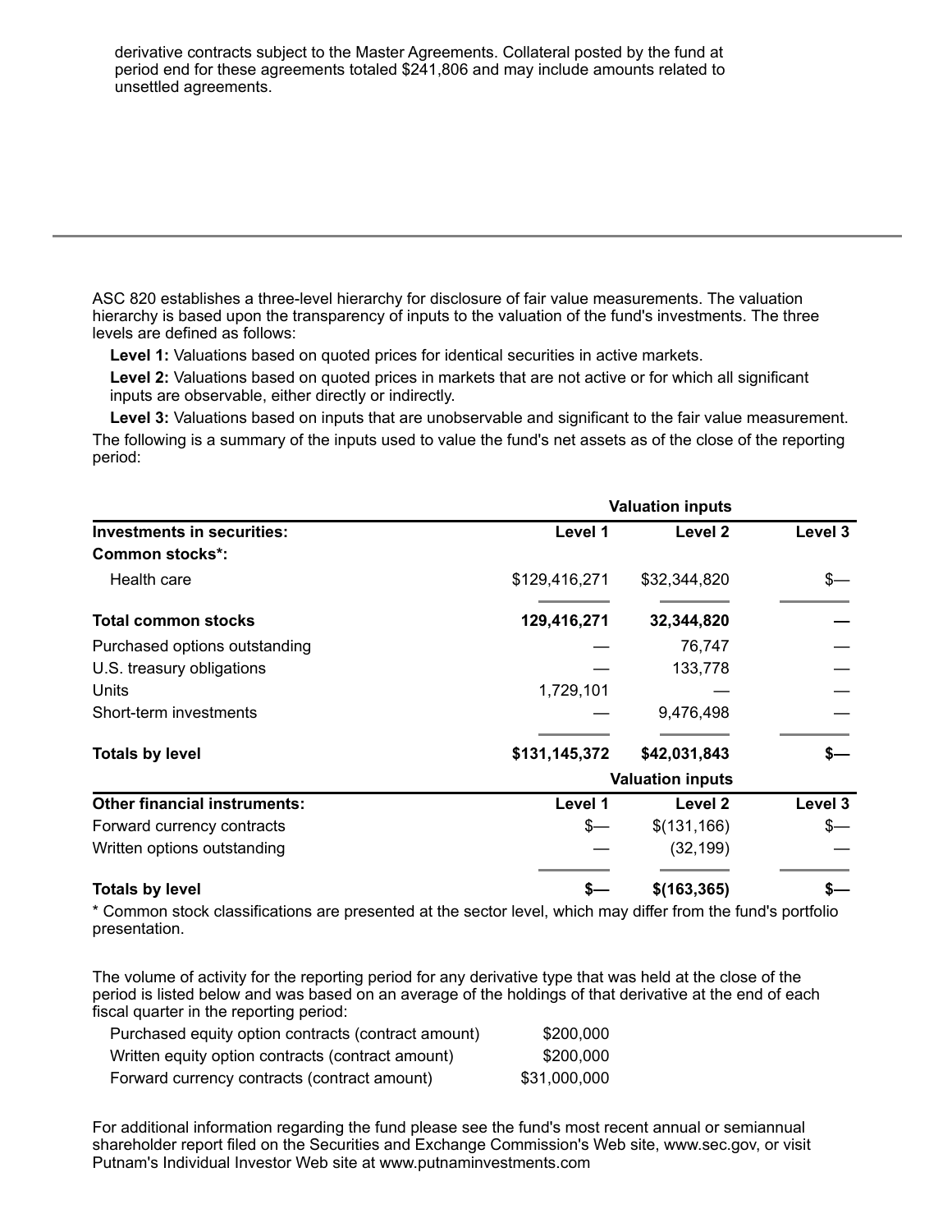derivative contracts subject to the Master Agreements. Collateral posted by the fund at period end for these agreements totaled $241,806 and may include amounts related to unsettled agreements.

---

ASC 820 establishes a three-level hierarchy for disclosure of fair value measurements. The valuation hierarchy is based upon the transparency of inputs to the valuation of the fund's investments. The three levels are defined as follows:

**Level 1:** Valuations based on quoted prices for identical securities in active markets.

**Level 2:** Valuations based on quoted prices in markets that are not active or for which all significant inputs are observable, either directly or indirectly.

**Level 3:** Valuations based on inputs that are unobservable and significant to the fair value measurement.

The following is a summary of the inputs used to value the fund's net assets as of the close of the reporting period:

| | Valuation inputs | | |
|---|---|---|---|
| **Investments in securities:** | **Level 1** | **Level 2** | **Level 3** |
| **Common stocks*:** | | | |
| Health care | $129,416,271 | $32,344,820 | $— |
| **Total common stocks** | **129,416,271** | **32,344,820** | **—** |
| Purchased options outstanding | — | 76,747 | — |
| U.S. treasury obligations | — | 133,778 | — |
| Units | 1,729,101 | — | — |
| Short-term investments | — | 9,476,498 | — |
| **Totals by level** | **$131,145,372** | **$42,031,843** | **$—** |

| | Valuation inputs | | |
|---|---|---|---|
| **Other financial instruments:** | **Level 1** | **Level 2** | **Level 3** |
| Forward currency contracts | $— | $(131,166) | $— |
| Written options outstanding | — | (32,199) | — |
| **Totals by level** | **$—** | **$(163,365)** | **$—** |

* Common stock classifications are presented at the sector level, which may differ from the fund's portfolio presentation.

The volume of activity for the reporting period for any derivative type that was held at the close of the period is listed below and was based on an average of the holdings of that derivative at the end of each fiscal quarter in the reporting period:

| | |
|---|---|
| Purchased equity option contracts (contract amount) | $200,000 |
| Written equity option contracts (contract amount) | $200,000 |
| Forward currency contracts (contract amount) | $31,000,000 |

For additional information regarding the fund please see the fund's most recent annual or semiannual shareholder report filed on the Securities and Exchange Commission's Web site, www.sec.gov, or visit Putnam's Individual Investor Web site at www.putnaminvestments.com